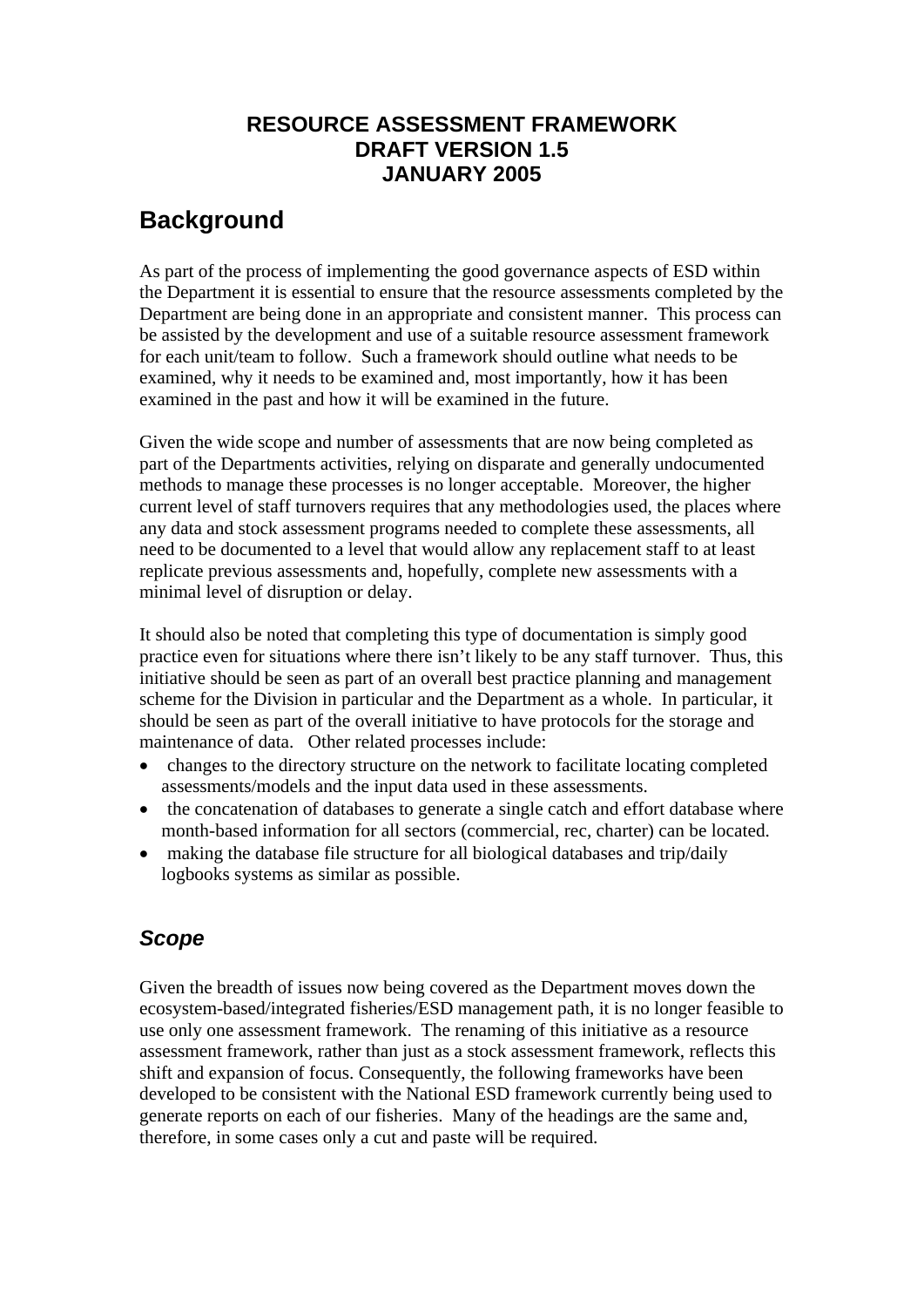# RESOURCE ASSESSMENT FRAMEWORK
# DRAFT VERSION 1.5
# JANUARY 2005

## Background

As part of the process of implementing the good governance aspects of ESD within the Department it is essential to ensure that the resource assessments completed by the Department are being done in an appropriate and consistent manner. This process can be assisted by the development and use of a suitable resource assessment framework for each unit/team to follow. Such a framework should outline what needs to be examined, why it needs to be examined and, most importantly, how it has been examined in the past and how it will be examined in the future.

Given the wide scope and number of assessments that are now being completed as part of the Departments activities, relying on disparate and generally undocumented methods to manage these processes is no longer acceptable. Moreover, the higher current level of staff turnovers requires that any methodologies used, the places where any data and stock assessment programs needed to complete these assessments, all need to be documented to a level that would allow any replacement staff to at least replicate previous assessments and, hopefully, complete new assessments with a minimal level of disruption or delay.

It should also be noted that completing this type of documentation is simply good practice even for situations where there isn't likely to be any staff turnover. Thus, this initiative should be seen as part of an overall best practice planning and management scheme for the Division in particular and the Department as a whole. In particular, it should be seen as part of the overall initiative to have protocols for the storage and maintenance of data. Other related processes include:

- changes to the directory structure on the network to facilitate locating completed assessments/models and the input data used in these assessments.
- the concatenation of databases to generate a single catch and effort database where month-based information for all sectors (commercial, rec, charter) can be located.
- making the database file structure for all biological databases and trip/daily logbooks systems as similar as possible.

### *Scope*

Given the breadth of issues now being covered as the Department moves down the ecosystem-based/integrated fisheries/ESD management path, it is no longer feasible to use only one assessment framework. The renaming of this initiative as a resource assessment framework, rather than just as a stock assessment framework, reflects this shift and expansion of focus. Consequently, the following frameworks have been developed to be consistent with the National ESD framework currently being used to generate reports on each of our fisheries. Many of the headings are the same and, therefore, in some cases only a cut and paste will be required.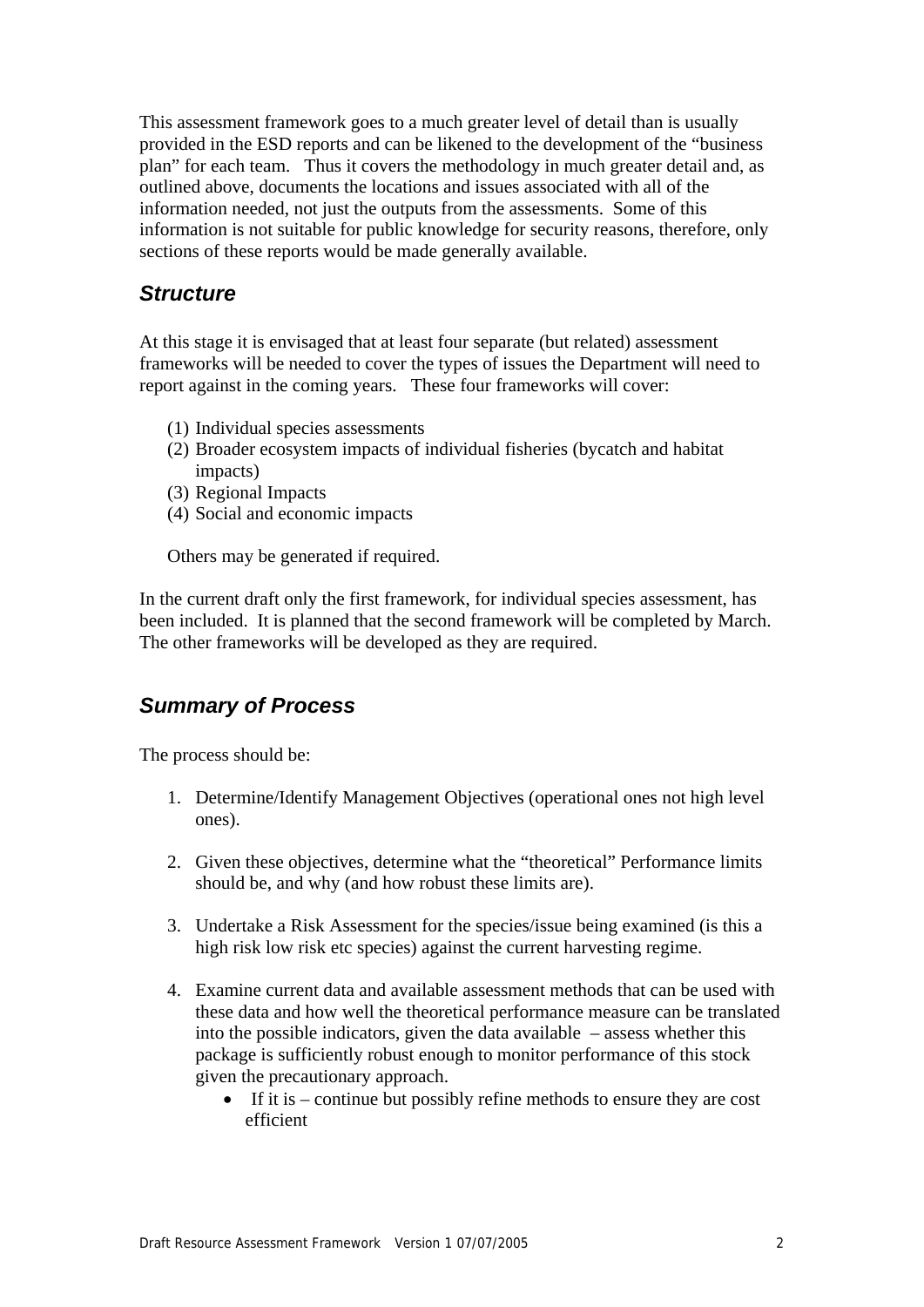This assessment framework goes to a much greater level of detail than is usually provided in the ESD reports and can be likened to the development of the "business plan" for each team. Thus it covers the methodology in much greater detail and, as outlined above, documents the locations and issues associated with all of the information needed, not just the outputs from the assessments. Some of this information is not suitable for public knowledge for security reasons, therefore, only sections of these reports would be made generally available.

## *Structure*

At this stage it is envisaged that at least four separate (but related) assessment frameworks will be needed to cover the types of issues the Department will need to report against in the coming years. These four frameworks will cover:

(1) Individual species assessments
(2) Broader ecosystem impacts of individual fisheries (bycatch and habitat impacts)
(3) Regional Impacts
(4) Social and economic impacts

Others may be generated if required.

In the current draft only the first framework, for individual species assessment, has been included. It is planned that the second framework will be completed by March. The other frameworks will be developed as they are required.

## *Summary of Process*

The process should be:

1. Determine/Identify Management Objectives (operational ones not high level ones).

2. Given these objectives, determine what the "theoretical" Performance limits should be, and why (and how robust these limits are).

3. Undertake a Risk Assessment for the species/issue being examined (is this a high risk low risk etc species) against the current harvesting regime.

4. Examine current data and available assessment methods that can be used with these data and how well the theoretical performance measure can be translated into the possible indicators, given the data available – assess whether this package is sufficiently robust enough to monitor performance of this stock given the precautionary approach.
    - If it is – continue but possibly refine methods to ensure they are cost efficient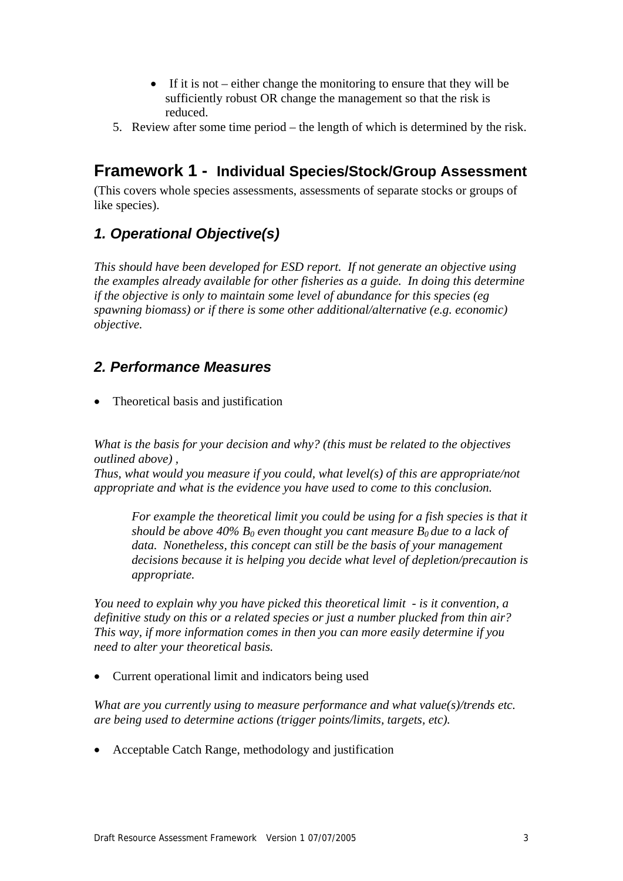- If it is not – either change the monitoring to ensure that they will be sufficiently robust OR change the management so that the risk is reduced.

5. Review after some time period – the length of which is determined by the risk.

## Framework 1 - Individual Species/Stock/Group Assessment

(This covers whole species assessments, assessments of separate stocks or groups of like species).

### *1. Operational Objective(s)*

*This should have been developed for ESD report. If not generate an objective using the examples already available for other fisheries as a guide. In doing this determine if the objective is only to maintain some level of abundance for this species (eg spawning biomass) or if there is some other additional/alternative (e.g. economic) objective.*

### *2. Performance Measures*

- Theoretical basis and justification

*What is the basis for your decision and why? (this must be related to the objectives outlined above) ,*
*Thus, what would you measure if you could, what level(s) of this are appropriate/not appropriate and what is the evidence you have used to come to this conclusion.*

> *For example the theoretical limit you could be using for a fish species is that it should be above 40% $B_0$ even thought you cant measure $B_0$ due to a lack of data. Nonetheless, this concept can still be the basis of your management decisions because it is helping you decide what level of depletion/precaution is appropriate.*

*You need to explain why you have picked this theoretical limit - is it convention, a definitive study on this or a related species or just a number plucked from thin air? This way, if more information comes in then you can more easily determine if you need to alter your theoretical basis.*

- Current operational limit and indicators being used

*What are you currently using to measure performance and what value(s)/trends etc. are being used to determine actions (trigger points/limits, targets, etc).*

- Acceptable Catch Range, methodology and justification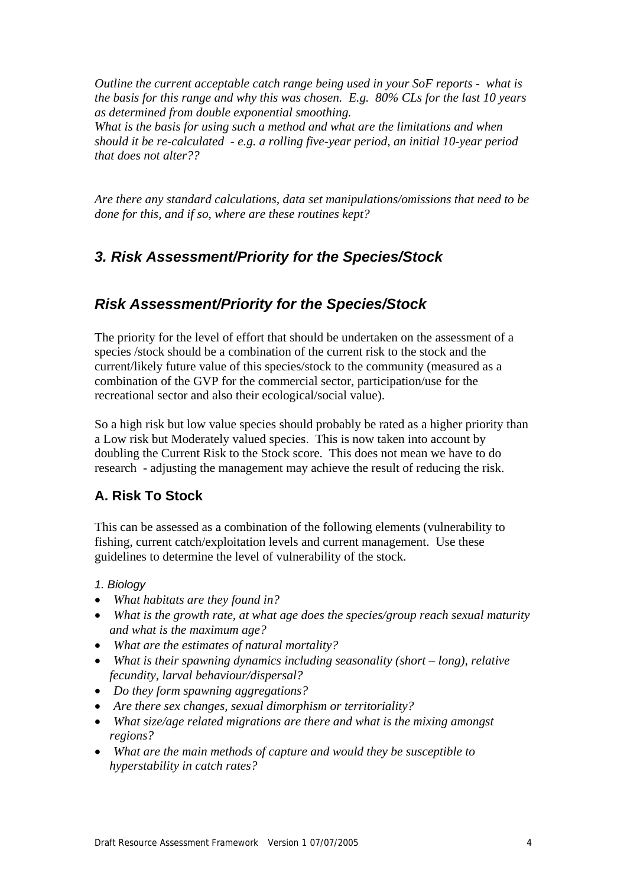*Outline the current acceptable catch range being used in your SoF reports - what is the basis for this range and why this was chosen. E.g. 80% CLs for the last 10 years as determined from double exponential smoothing.*
*What is the basis for using such a method and what are the limitations and when should it be re-calculated - e.g. a rolling five-year period, an initial 10-year period that does not alter??*

*Are there any standard calculations, data set manipulations/omissions that need to be done for this, and if so, where are these routines kept?*

## *3. Risk Assessment/Priority for the Species/Stock*

## *Risk Assessment/Priority for the Species/Stock*

The priority for the level of effort that should be undertaken on the assessment of a species /stock should be a combination of the current risk to the stock and the current/likely future value of this species/stock to the community (measured as a combination of the GVP for the commercial sector, participation/use for the recreational sector and also their ecological/social value).

So a high risk but low value species should probably be rated as a higher priority than a Low risk but Moderately valued species. This is now taken into account by doubling the Current Risk to the Stock score. This does not mean we have to do research - adjusting the management may achieve the result of reducing the risk.

### A. Risk To Stock

This can be assessed as a combination of the following elements (vulnerability to fishing, current catch/exploitation levels and current management. Use these guidelines to determine the level of vulnerability of the stock.

*1. Biology*

- *What habitats are they found in?*
- *What is the growth rate, at what age does the species/group reach sexual maturity and what is the maximum age?*
- *What are the estimates of natural mortality?*
- *What is their spawning dynamics including seasonality (short – long), relative fecundity, larval behaviour/dispersal?*
- *Do they form spawning aggregations?*
- *Are there sex changes, sexual dimorphism or territoriality?*
- *What size/age related migrations are there and what is the mixing amongst regions?*
- *What are the main methods of capture and would they be susceptible to hyperstability in catch rates?*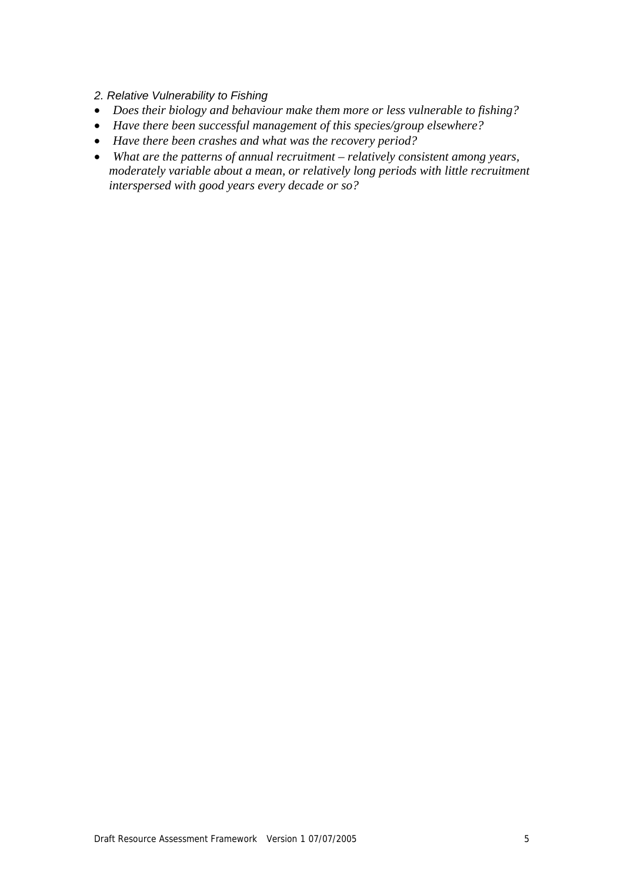*2. Relative Vulnerability to Fishing*

- *Does their biology and behaviour make them more or less vulnerable to fishing?*
- *Have there been successful management of this species/group elsewhere?*
- *Have there been crashes and what was the recovery period?*
- *What are the patterns of annual recruitment – relatively consistent among years, moderately variable about a mean, or relatively long periods with little recruitment interspersed with good years every decade or so?*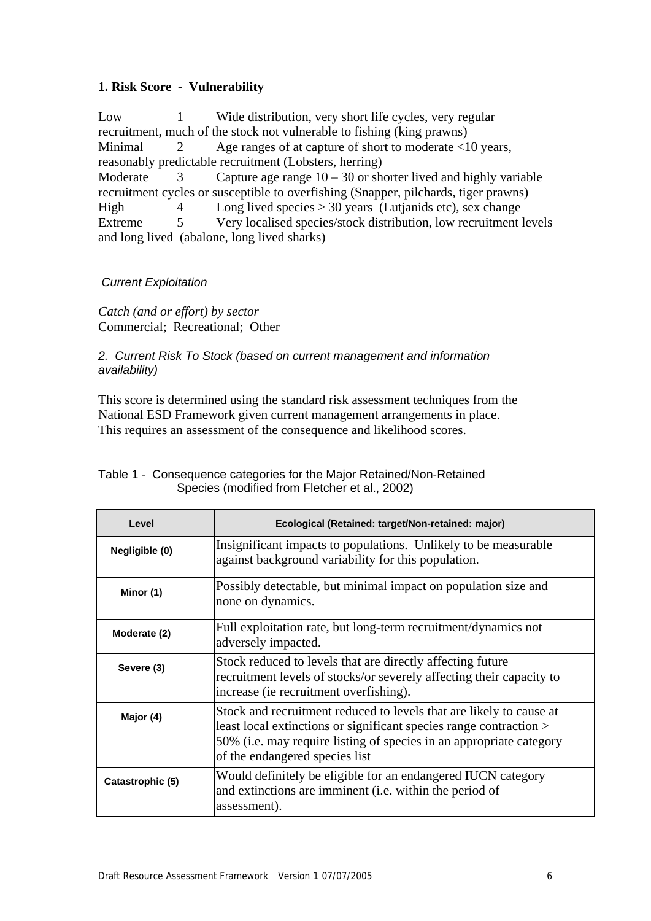### 1. Risk Score - Vulnerability

Low 1 Wide distribution, very short life cycles, very regular recruitment, much of the stock not vulnerable to fishing (king prawns)
Minimal 2 Age ranges of at capture of short to moderate <10 years, reasonably predictable recruitment (Lobsters, herring)
Moderate 3 Capture age range 10 – 30 or shorter lived and highly variable recruitment cycles or susceptible to overfishing (Snapper, pilchards, tiger prawns)
High 4 Long lived species > 30 years (Lutjanids etc), sex change
Extreme 5 Very localised species/stock distribution, low recruitment levels and long lived (abalone, long lived sharks)

*Current Exploitation*

*Catch (and or effort) by sector*
Commercial; Recreational; Other

*2. Current Risk To Stock (based on current management and information availability)*

This score is determined using the standard risk assessment techniques from the National ESD Framework given current management arrangements in place. This requires an assessment of the consequence and likelihood scores.

Table 1 - Consequence categories for the Major Retained/Non-Retained Species (modified from Fletcher et al., 2002)

| Level | Ecological (Retained: target/Non-retained: major) |
|---|---|
| Negligible (0) | Insignificant impacts to populations. Unlikely to be measurable against background variability for this population. |
| Minor (1) | Possibly detectable, but minimal impact on population size and none on dynamics. |
| Moderate (2) | Full exploitation rate, but long-term recruitment/dynamics not adversely impacted. |
| Severe (3) | Stock reduced to levels that are directly affecting future recruitment levels of stocks/or severely affecting their capacity to increase (ie recruitment overfishing). |
| Major (4) | Stock and recruitment reduced to levels that are likely to cause at least local extinctions or significant species range contraction > 50% (i.e. may require listing of species in an appropriate category of the endangered species list |
| Catastrophic (5) | Would definitely be eligible for an endangered IUCN category and extinctions are imminent (i.e. within the period of assessment). |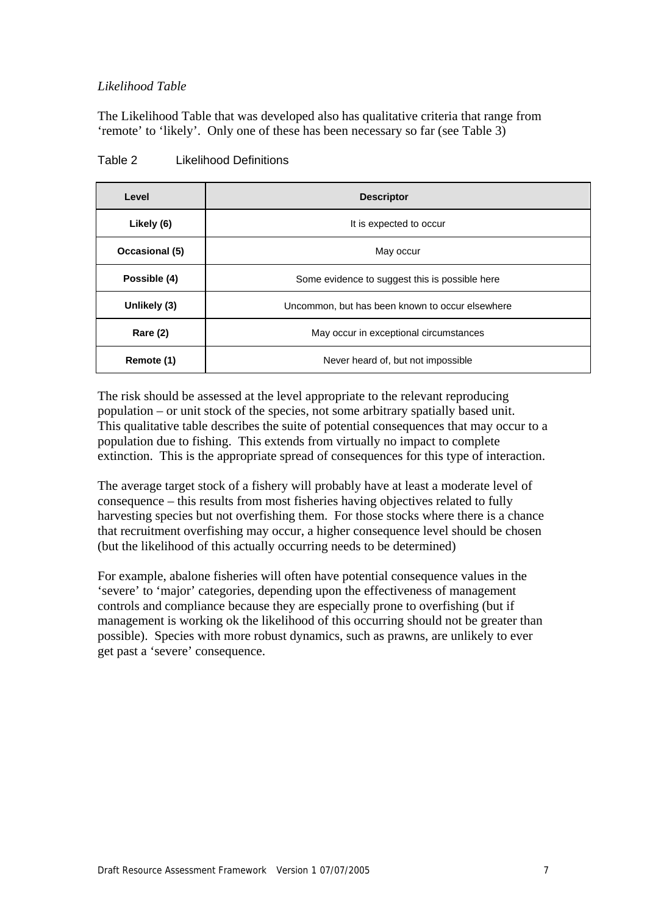*Likelihood Table*

The Likelihood Table that was developed also has qualitative criteria that range from 'remote' to 'likely'. Only one of these has been necessary so far (see Table 3)

Table 2 Likelihood Definitions

| Level | Descriptor |
|---|---|
| **Likely (6)** | It is expected to occur |
| **Occasional (5)** | May occur |
| **Possible (4)** | Some evidence to suggest this is possible here |
| **Unlikely (3)** | Uncommon, but has been known to occur elsewhere |
| **Rare (2)** | May occur in exceptional circumstances |
| **Remote (1)** | Never heard of, but not impossible |

The risk should be assessed at the level appropriate to the relevant reproducing population – or unit stock of the species, not some arbitrary spatially based unit. This qualitative table describes the suite of potential consequences that may occur to a population due to fishing. This extends from virtually no impact to complete extinction. This is the appropriate spread of consequences for this type of interaction.

The average target stock of a fishery will probably have at least a moderate level of consequence – this results from most fisheries having objectives related to fully harvesting species but not overfishing them. For those stocks where there is a chance that recruitment overfishing may occur, a higher consequence level should be chosen (but the likelihood of this actually occurring needs to be determined)

For example, abalone fisheries will often have potential consequence values in the 'severe' to 'major' categories, depending upon the effectiveness of management controls and compliance because they are especially prone to overfishing (but if management is working ok the likelihood of this occurring should not be greater than possible). Species with more robust dynamics, such as prawns, are unlikely to ever get past a 'severe' consequence.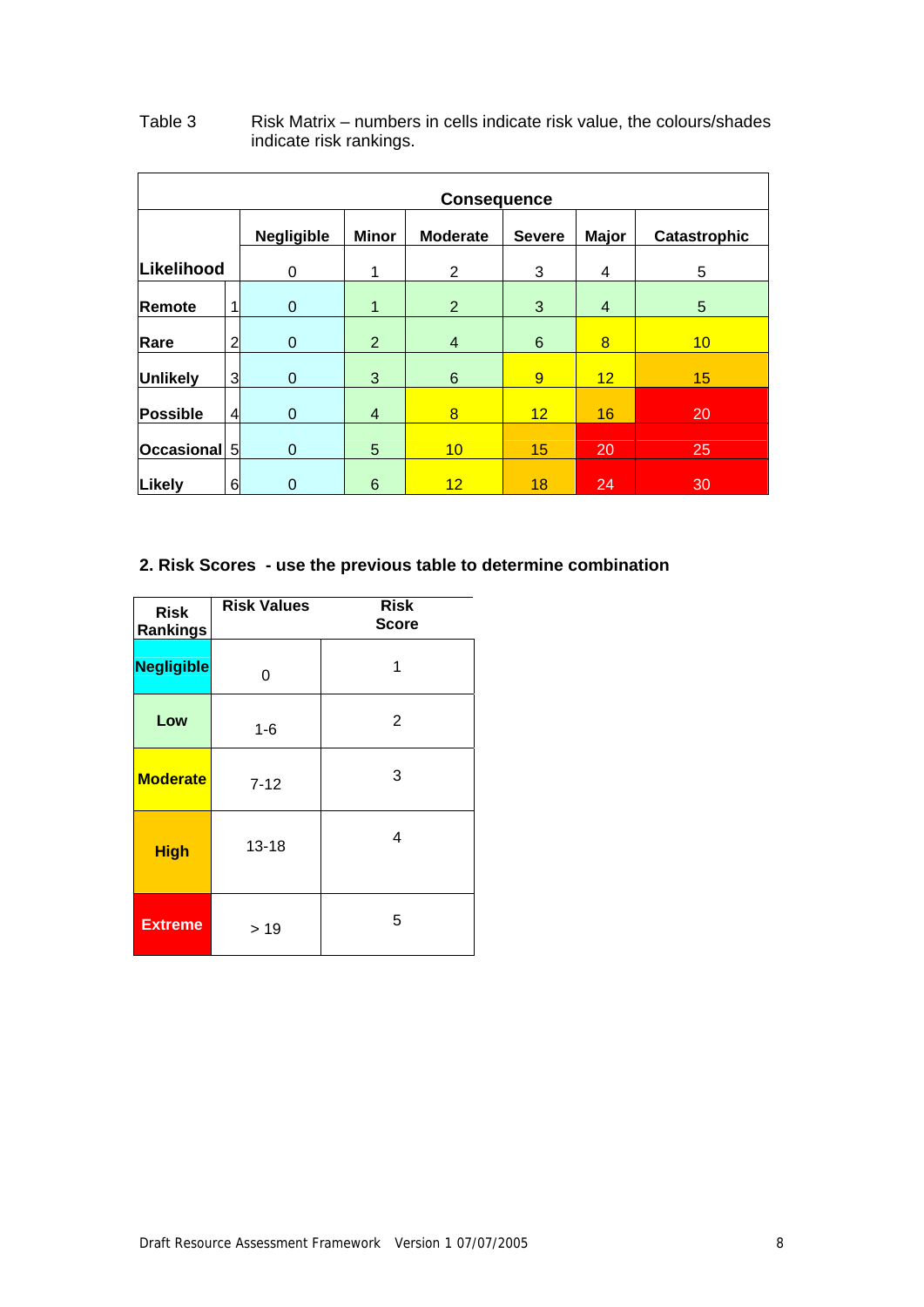Table 3 Risk Matrix – numbers in cells indicate risk value, the colours/shades indicate risk rankings.

| | | Consequence | | | | | |
|---|---|---|---|---|---|---|---|
| | | Negligible | Minor | Moderate | Severe | Major | Catastrophic |
| **Likelihood** | | 0 | 1 | 2 | 3 | 4 | 5 |
| **Remote** | 1 | 0 | 1 | 2 | 3 | 4 | 5 |
| **Rare** | 2 | 0 | 2 | 4 | 6 | 8 | 10 |
| **Unlikely** | 3 | 0 | 3 | 6 | 9 | 12 | 15 |
| **Possible** | 4 | 0 | 4 | 8 | 12 | 16 | 20 |
| **Occasional** | 5 | 0 | 5 | 10 | 15 | 20 | 25 |
| **Likely** | 6 | 0 | 6 | 12 | 18 | 24 | 30 |

## 2. Risk Scores - use the previous table to determine combination

| Risk Rankings | Risk Values | Risk Score |
|---|---|---|
| **Negligible** | 0 | 1 |
| **Low** | 1-6 | 2 |
| **Moderate** | 7-12 | 3 |
| **High** | 13-18 | 4 |
| **Extreme** | > 19 | 5 |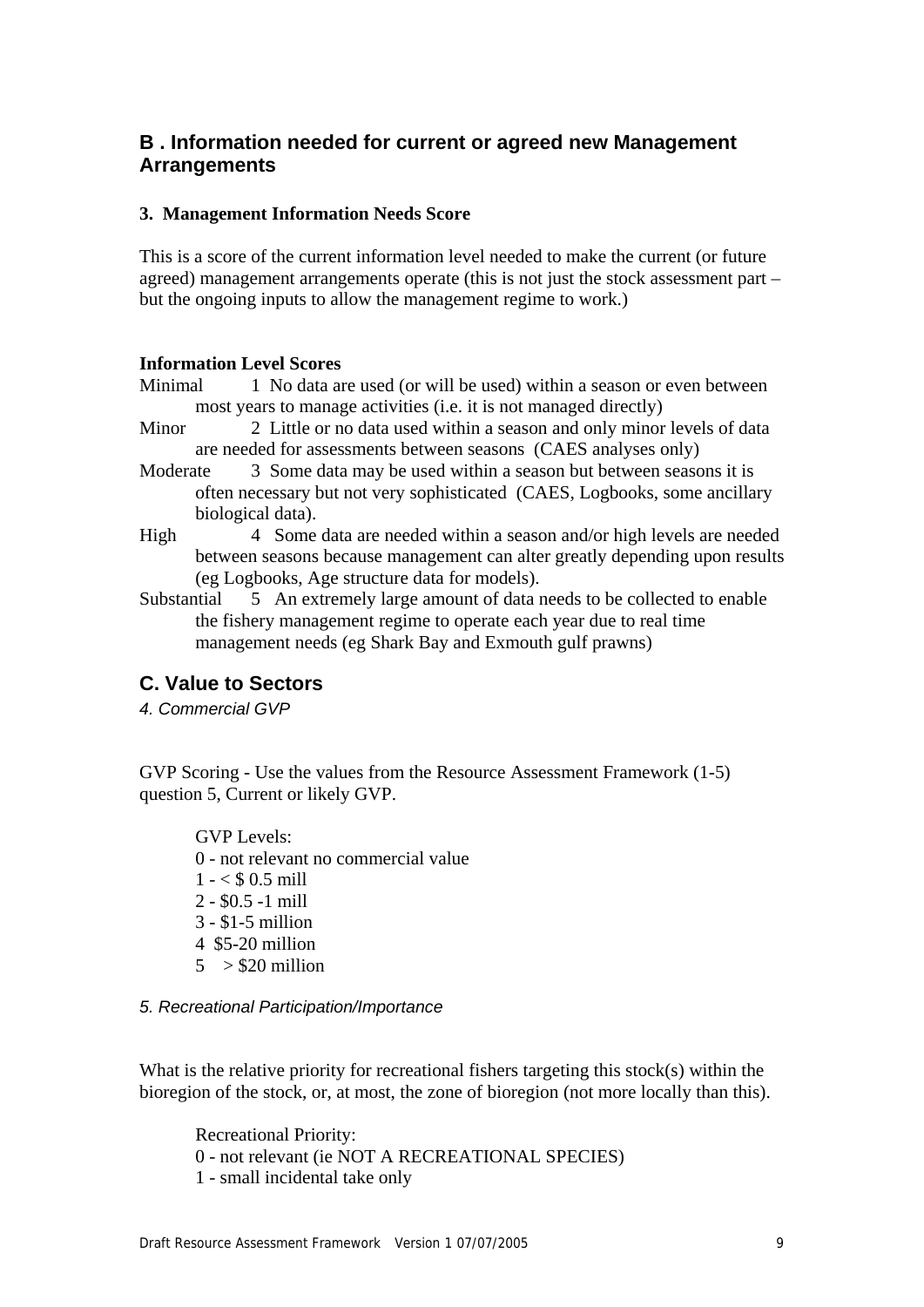## B . Information needed for current or agreed new Management Arrangements

### 3. Management Information Needs Score

This is a score of the current information level needed to make the current (or future agreed) management arrangements operate (this is not just the stock assessment part – but the ongoing inputs to allow the management regime to work.)

**Information Level Scores**

Minimal 1 No data are used (or will be used) within a season or even between most years to manage activities (i.e. it is not managed directly)

Minor 2 Little or no data used within a season and only minor levels of data are needed for assessments between seasons (CAES analyses only)

Moderate 3 Some data may be used within a season but between seasons it is often necessary but not very sophisticated (CAES, Logbooks, some ancillary biological data).

High 4 Some data are needed within a season and/or high levels are needed between seasons because management can alter greatly depending upon results (eg Logbooks, Age structure data for models).

Substantial 5 An extremely large amount of data needs to be collected to enable the fishery management regime to operate each year due to real time management needs (eg Shark Bay and Exmouth gulf prawns)

## C. Value to Sectors

*4. Commercial GVP*

GVP Scoring - Use the values from the Resource Assessment Framework (1-5) question 5, Current or likely GVP.

GVP Levels:
0 - not relevant no commercial value
1 - < $ 0.5 mill
2 - $0.5 -1 mill
3 - $1-5 million
4 $5-20 million
5 > $20 million

*5. Recreational Participation/Importance*

What is the relative priority for recreational fishers targeting this stock(s) within the bioregion of the stock, or, at most, the zone of bioregion (not more locally than this).

Recreational Priority:
0 - not relevant (ie NOT A RECREATIONAL SPECIES)
1 - small incidental take only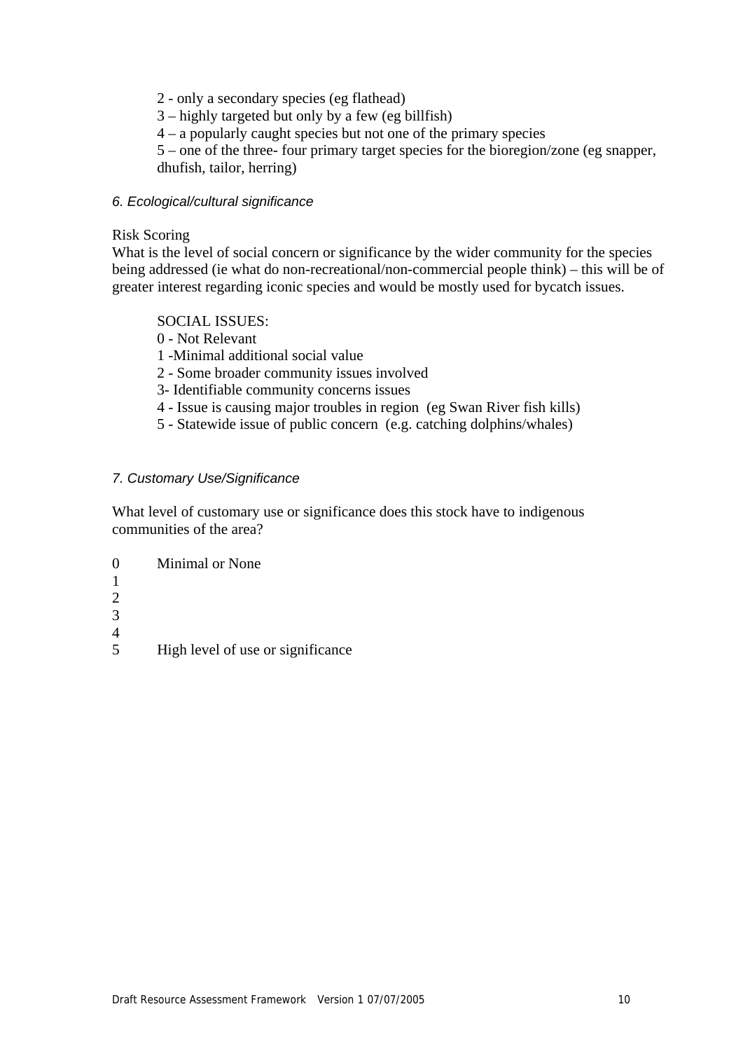2 - only a secondary species (eg flathead)
3 – highly targeted but only by a few (eg billfish)
4 – a popularly caught species but not one of the primary species
5 – one of the three- four primary target species for the bioregion/zone (eg snapper, dhufish, tailor, herring)

*6. Ecological/cultural significance*

Risk Scoring
What is the level of social concern or significance by the wider community for the species being addressed (ie what do non-recreational/non-commercial people think) – this will be of greater interest regarding iconic species and would be mostly used for bycatch issues.

SOCIAL ISSUES:
0 - Not Relevant
1 -Minimal additional social value
2 - Some broader community issues involved
3- Identifiable community concerns issues
4 - Issue is causing major troubles in region (eg Swan River fish kills)
5 - Statewide issue of public concern (e.g. catching dolphins/whales)

*7. Customary Use/Significance*

What level of customary use or significance does this stock have to indigenous communities of the area?

0 Minimal or None
1
2
3
4
5 High level of use or significance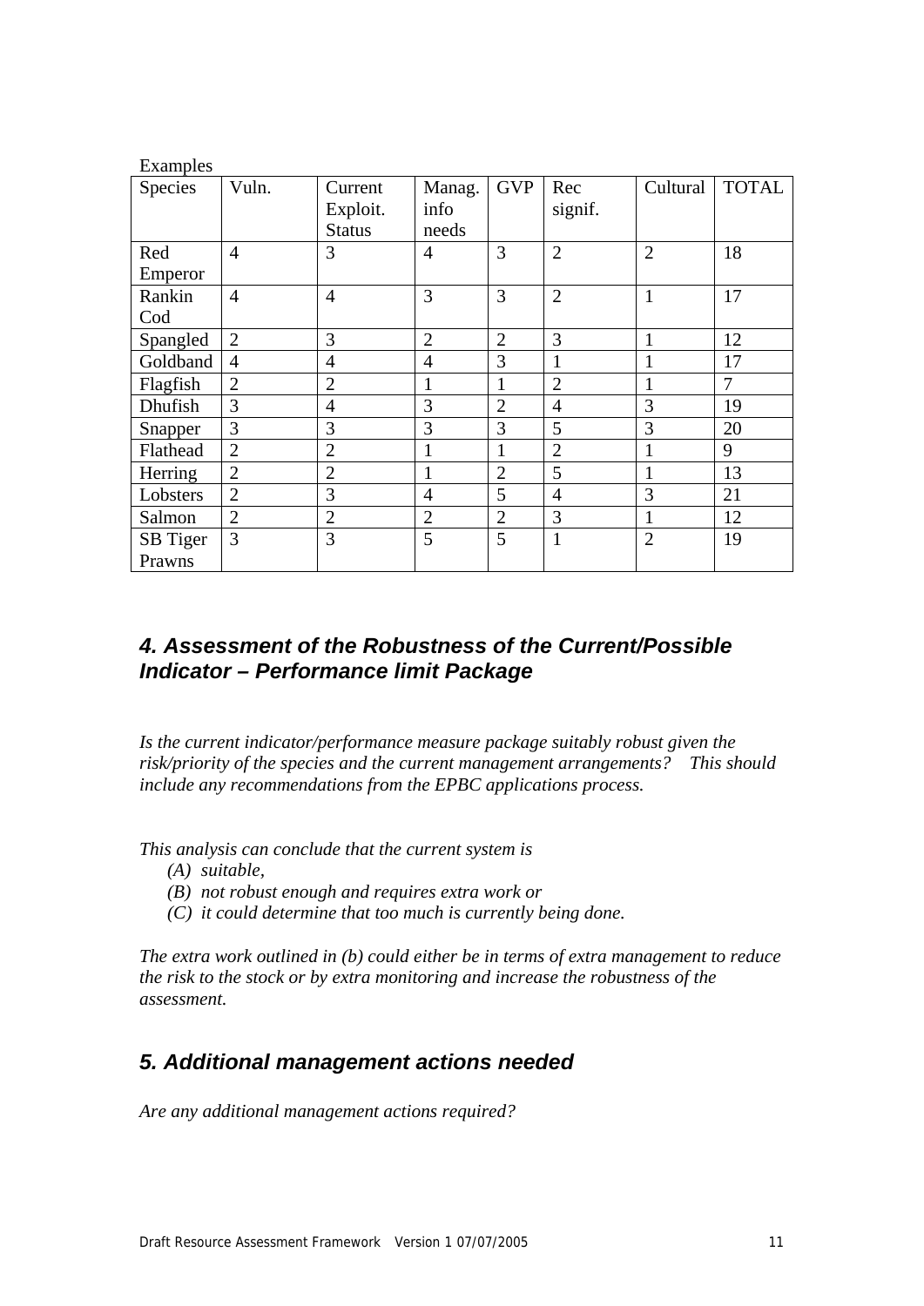Examples

| Species | Vuln. | Current Exploit. Status | Manag. info needs | GVP | Rec signif. | Cultural | TOTAL |
|---|---|---|---|---|---|---|---|
| Red Emperor | 4 | 3 | 4 | 3 | 2 | 2 | 18 |
| Rankin Cod | 4 | 4 | 3 | 3 | 2 | 1 | 17 |
| Spangled | 2 | 3 | 2 | 2 | 3 | 1 | 12 |
| Goldband | 4 | 4 | 4 | 3 | 1 | 1 | 17 |
| Flagfish | 2 | 2 | 1 | 1 | 2 | 1 | 7 |
| Dhufish | 3 | 4 | 3 | 2 | 4 | 3 | 19 |
| Snapper | 3 | 3 | 3 | 3 | 5 | 3 | 20 |
| Flathead | 2 | 2 | 1 | 1 | 2 | 1 | 9 |
| Herring | 2 | 2 | 1 | 2 | 5 | 1 | 13 |
| Lobsters | 2 | 3 | 4 | 5 | 4 | 3 | 21 |
| Salmon | 2 | 2 | 2 | 2 | 3 | 1 | 12 |
| SB Tiger Prawns | 3 | 3 | 5 | 5 | 1 | 2 | 19 |

## 4. Assessment of the Robustness of the Current/Possible Indicator – Performance limit Package

*Is the current indicator/performance measure package suitably robust given the risk/priority of the species and the current management arrangements? This should include any recommendations from the EPBC applications process.*

*This analysis can conclude that the current system is*

- *(A) suitable,*
- *(B) not robust enough and requires extra work or*
- *(C) it could determine that too much is currently being done.*

*The extra work outlined in (b) could either be in terms of extra management to reduce the risk to the stock or by extra monitoring and increase the robustness of the assessment.*

## 5. Additional management actions needed

*Are any additional management actions required?*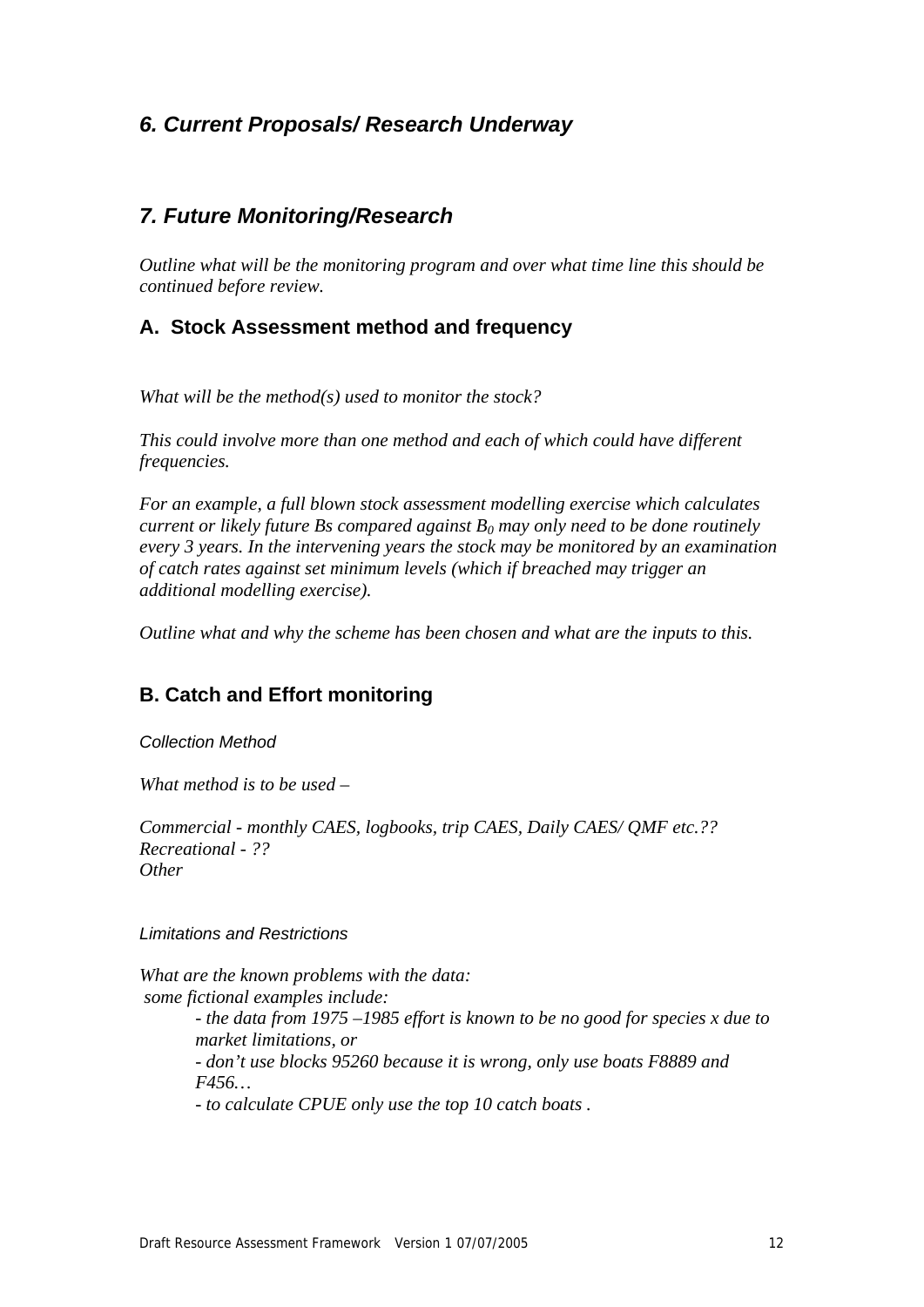## *6. Current Proposals/ Research Underway*

## *7. Future Monitoring/Research*

*Outline what will be the monitoring program and over what time line this should be continued before review.*

### A. Stock Assessment method and frequency

*What will be the method(s) used to monitor the stock?*

*This could involve more than one method and each of which could have different frequencies.*

*For an example, a full blown stock assessment modelling exercise which calculates current or likely future Bs compared against $B_0$ may only need to be done routinely every 3 years. In the intervening years the stock may be monitored by an examination of catch rates against set minimum levels (which if breached may trigger an additional modelling exercise).*

*Outline what and why the scheme has been chosen and what are the inputs to this.*

### B. Catch and Effort monitoring

*Collection Method*

*What method is to be used –*

*Commercial - monthly CAES, logbooks, trip CAES, Daily CAES/ QMF etc.??*
*Recreational - ??*
*Other*

*Limitations and Restrictions*

*What are the known problems with the data:*
*some fictional examples include:*

- *the data from 1975 –1985 effort is known to be no good for species x due to market limitations, or*
- *don't use blocks 95260 because it is wrong, only use boats F8889 and F456…*
- *to calculate CPUE only use the top 10 catch boats .*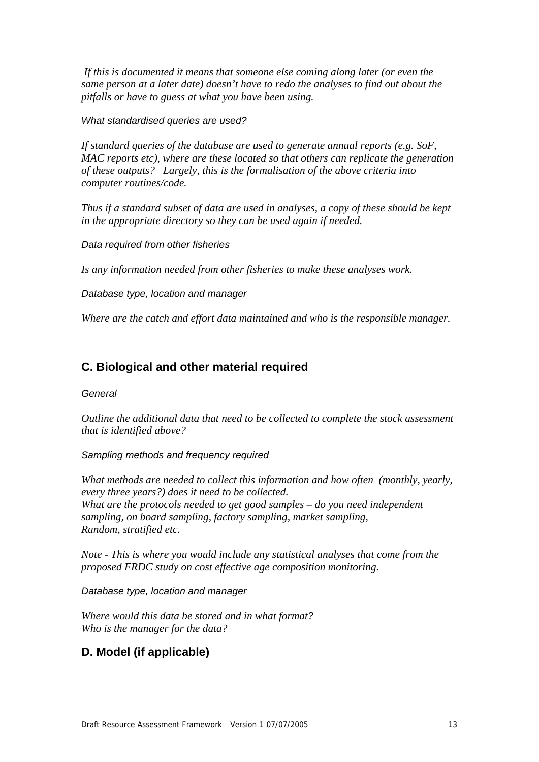*If this is documented it means that someone else coming along later (or even the same person at a later date) doesn't have to redo the analyses to find out about the pitfalls or have to guess at what you have been using.*

*What standardised queries are used?*

*If standard queries of the database are used to generate annual reports (e.g. SoF, MAC reports etc), where are these located so that others can replicate the generation of these outputs?   Largely, this is the formalisation of the above criteria into computer routines/code.*

*Thus if a standard subset of data are used in analyses, a copy of these should be kept in the appropriate directory so they can be used again if needed.*

*Data required from other fisheries*

*Is any information needed from other fisheries to make these analyses work.*

*Database type, location and manager*

*Where are the catch and effort data maintained and who is the responsible manager.*

## C. Biological and other material required

*General*

*Outline the additional data that need to be collected to complete the stock assessment that is identified above?*

*Sampling methods and frequency required*

*What methods are needed to collect this information and how often  (monthly, yearly, every three years?) does it need to be collected.*
*What are the protocols needed to get good samples – do you need independent sampling, on board sampling, factory sampling, market sampling,*
*Random, stratified etc.*

*Note - This is where you would include any statistical analyses that come from the proposed FRDC study on cost effective age composition monitoring.*

*Database type, location and manager*

*Where would this data be stored and in what format?*
*Who is the manager for the data?*

## D. Model (if applicable)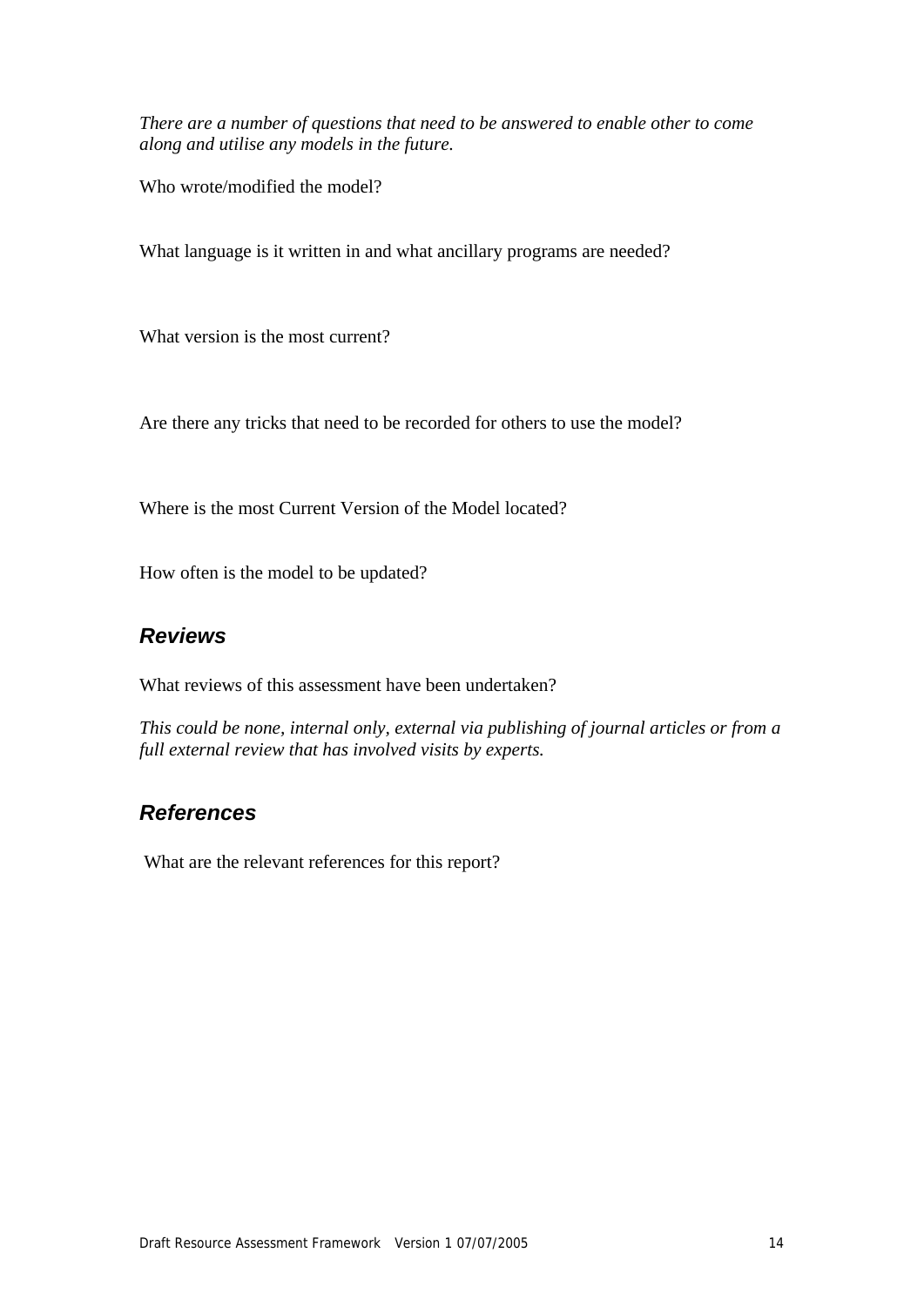*There are a number of questions that need to be answered to enable other to come along and utilise any models in the future.*

Who wrote/modified the model?

What language is it written in and what ancillary programs are needed?

What version is the most current?

Are there any tricks that need to be recorded for others to use the model?

Where is the most Current Version of the Model located?

How often is the model to be updated?

## Reviews

What reviews of this assessment have been undertaken?

*This could be none, internal only, external via publishing of journal articles or from a full external review that has involved visits by experts.*

## References

What are the relevant references for this report?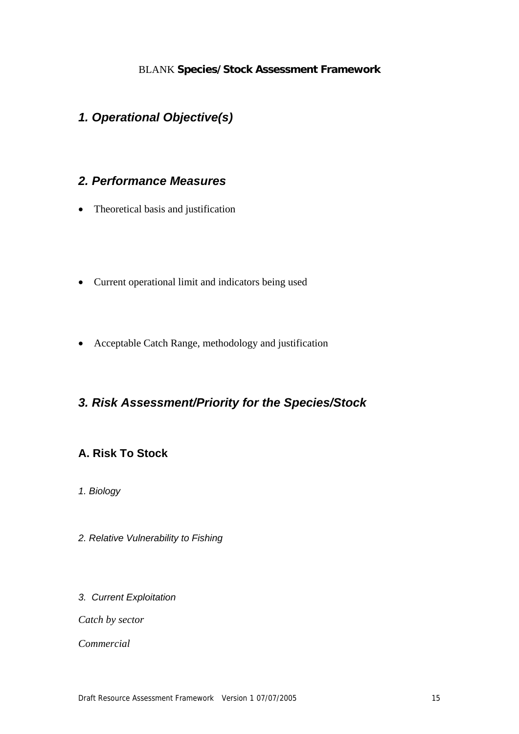BLANK **Species/Stock Assessment Framework**

## *1. Operational Objective(s)*

## *2. Performance Measures*

- Theoretical basis and justification

- Current operational limit and indicators being used

- Acceptable Catch Range, methodology and justification

## *3. Risk Assessment/Priority for the Species/Stock*

### A. Risk To Stock

*1. Biology*

*2. Relative Vulnerability to Fishing*

*3. Current Exploitation*

*Catch by sector*

*Commercial*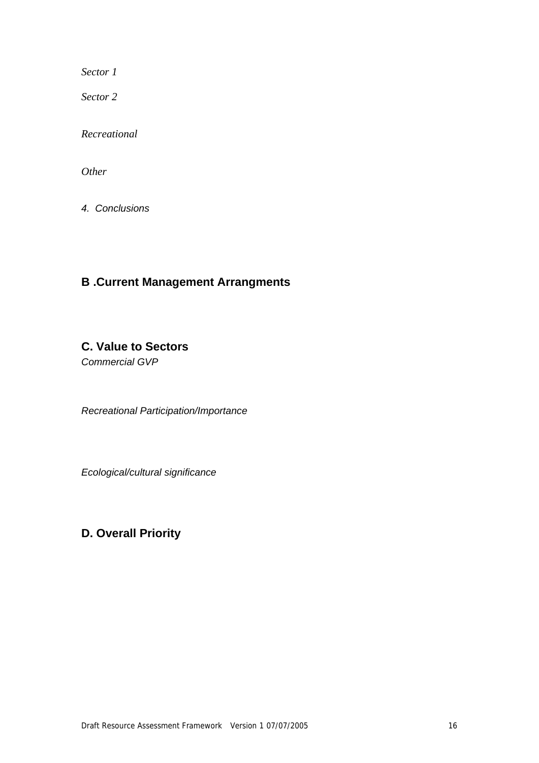*Sector 1*

*Sector 2*

*Recreational*

*Other*

*4. Conclusions*

## B .Current Management Arrangments

## C. Value to Sectors

*Commercial GVP*

*Recreational Participation/Importance*

*Ecological/cultural significance*

## D. Overall Priority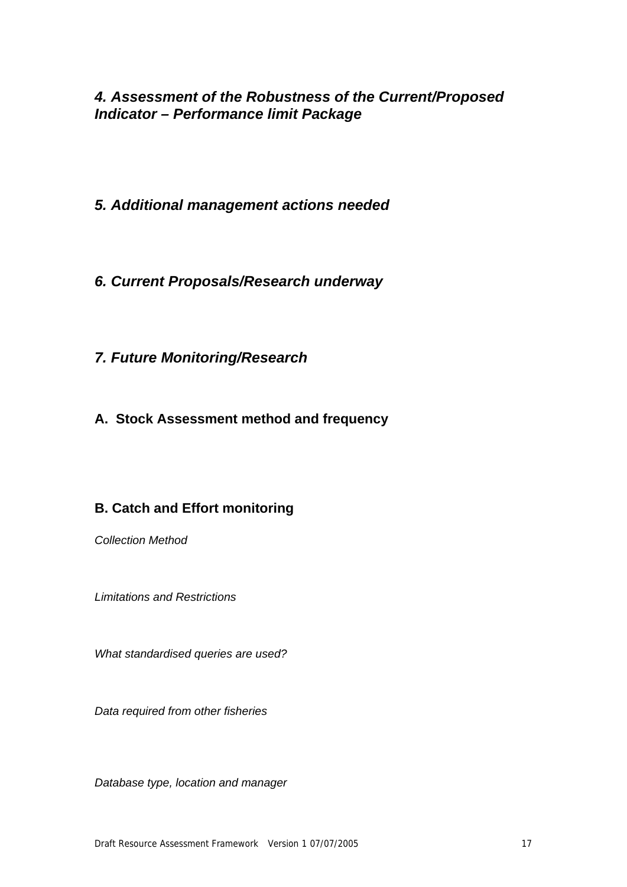## *4. Assessment of the Robustness of the Current/Proposed Indicator – Performance limit Package*

## *5. Additional management actions needed*

## *6. Current Proposals/Research underway*

## *7. Future Monitoring/Research*

### A. Stock Assessment method and frequency

### B. Catch and Effort monitoring

*Collection Method*

*Limitations and Restrictions*

*What standardised queries are used?*

*Data required from other fisheries*

*Database type, location and manager*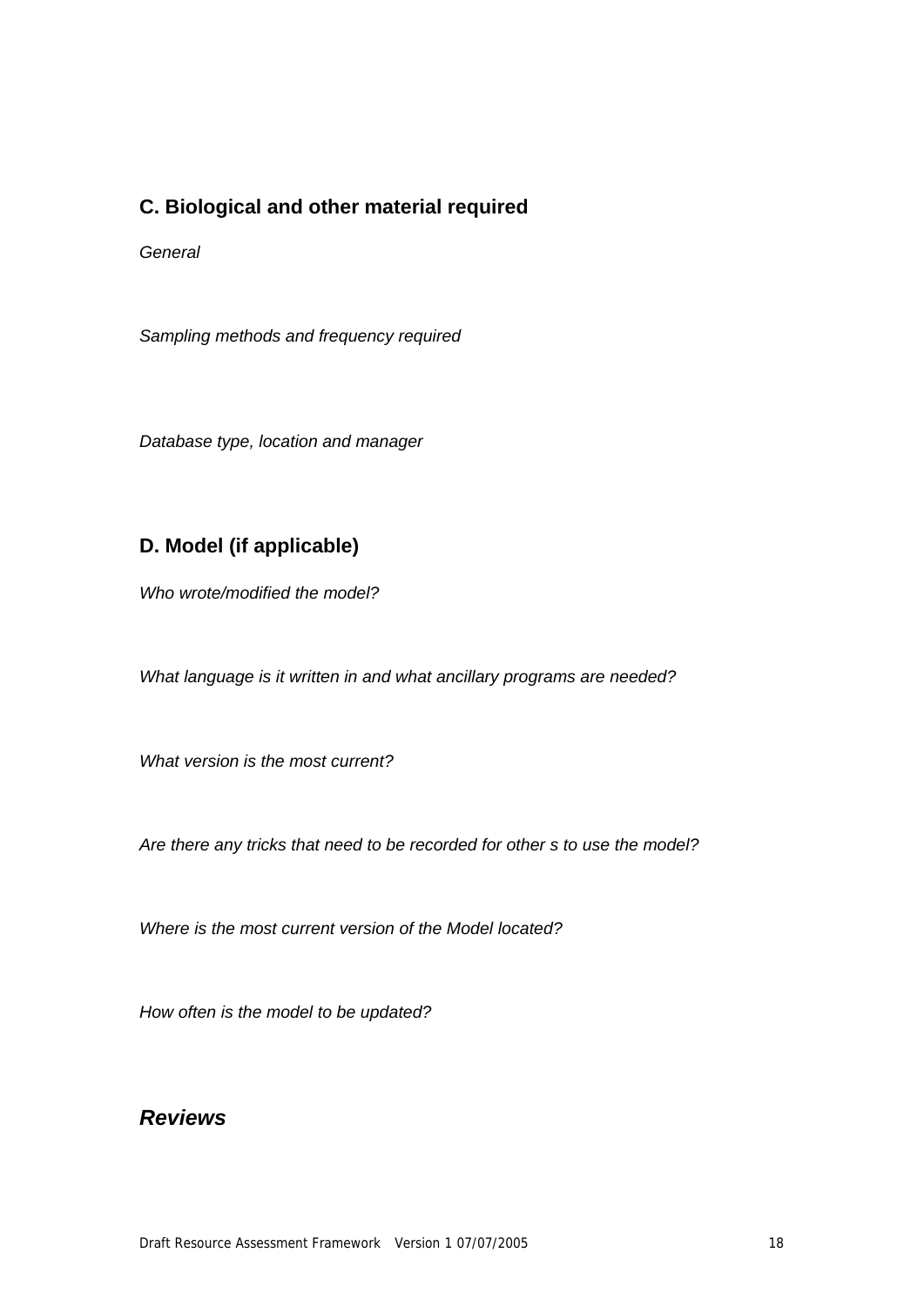## C. Biological and other material required

*General*

*Sampling methods and frequency required*

*Database type, location and manager*

## D. Model (if applicable)

*Who wrote/modified the model?*

*What language is it written in and what ancillary programs are needed?*

*What version is the most current?*

*Are there any tricks that need to be recorded for other s to use the model?*

*Where is the most current version of the Model located?*

*How often is the model to be updated?*

## ***Reviews***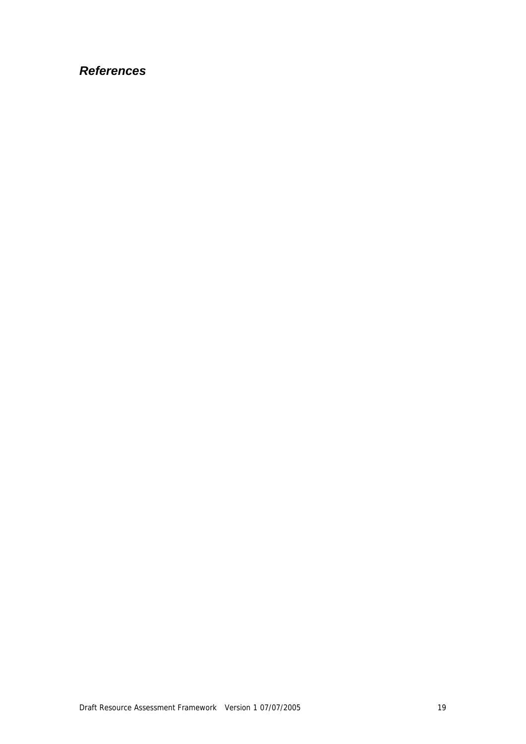## *References*